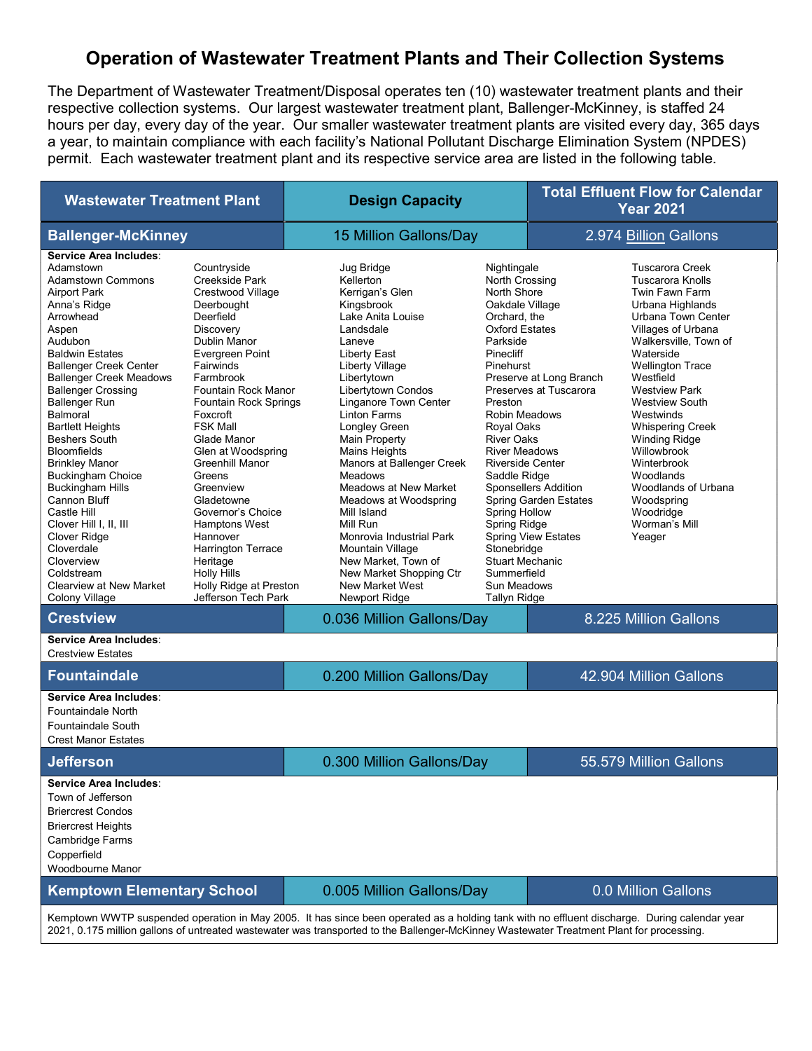# Operation of Wastewater Treatment Plants and Their Collection Systems

The Department of Wastewater Treatment/Disposal operates ten (10) wastewater treatment plants and their respective collection systems. Our largest wastewater treatment plant, Ballenger-McKinney, is staffed 24 hours per day, every day of the year. Our smaller wastewater treatment plants are visited every day, 365 days a year, to maintain compliance with each facility's National Pollutant Discharge Elimination System (NPDES) permit. Each wastewater treatment plant and its respective service area are listed in the following table.

| Wastewater Treatment Plant | Design Capacity | Total Effluent Flow for Calendar Year 2021 |
|---|---|---|
| **Ballenger-McKinney** | 15 Million Gallons/Day | 2.974 Billion Gallons |

**Service Area Includes**:

Adamstown, Adamstown Commons, Airport Park, Anna's Ridge, Arrowhead, Aspen, Audubon, Baldwin Estates, Ballenger Creek Center, Ballenger Creek Meadows, Ballenger Crossing, Ballenger Run, Balmoral, Bartlett Heights, Beshers South, Bloomfields, Brinkley Manor, Buckingham Choice, Buckingham Hills, Cannon Bluff, Castle Hill, Clover Hill I, II, III, Clover Ridge, Cloverdale, Cloverview, Coldstream, Clearview at New Market, Colony Village, Countryside, Creekside Park, Crestwood Village, Deerbought, Deerfield, Discovery, Dublin Manor, Evergreen Point, Fairwinds, Farmbrook, Fountain Rock Manor, Fountain Rock Springs, Foxcroft, FSK Mall, Glade Manor, Glen at Woodspring, Greenhill Manor, Greens, Greenview, Gladetowne, Governor's Choice, Hamptons West, Hannover, Harrington Terrace, Heritage, Holly Hills, Holly Ridge at Preston, Jefferson Tech Park, Jug Bridge, Kellerton, Kerrigan's Glen, Kingsbrook, Lake Anita Louise, Landsdale, Laneve, Liberty East, Liberty Village, Libertytown, Libertytown Condos, Linganore Town Center, Linton Farms, Longley Green, Main Property, Mains Heights, Manors at Ballenger Creek, Meadows, Meadows at New Market, Meadows at Woodspring, Mill Island, Mill Run, Monrovia Industrial Park, Mountain Village, New Market, Town of, New Market Shopping Ctr, New Market West, Newport Ridge, Nightingale, North Crossing, North Shore, Oakdale Village, Orchard, the, Oxford Estates, Parkside, Pinecliff, Pinehurst, Preserve at Long Branch, Preserves at Tuscarora, Preston, Robin Meadows, Royal Oaks, River Oaks, River Meadows, Riverside Center, Saddle Ridge, Sponsellers Addition, Spring Garden Estates, Spring Hollow, Spring Ridge, Spring View Estates, Stonebridge, Stuart Mechanic, Summerfield, Sun Meadows, Tallyn Ridge, Tuscarora Creek, Tuscarora Knolls, Twin Fawn Farm, Urbana Highlands, Urbana Town Center, Villages of Urbana, Walkersville, Town of, Waterside, Wellington Trace, Westfield, Westview Park, Westview South, Westwinds, Whispering Creek, Winding Ridge, Willowbrook, Winterbrook, Woodlands, Woodlands of Urbana, Woodspring, Woodridge, Worman's Mill, Yeager

| Wastewater Treatment Plant | Design Capacity | Total Effluent Flow for Calendar Year 2021 |
|---|---|---|
| **Crestview** | 0.036 Million Gallons/Day | 8.225 Million Gallons |

**Service Area Includes**:
Crestview Estates

| Wastewater Treatment Plant | Design Capacity | Total Effluent Flow for Calendar Year 2021 |
|---|---|---|
| **Fountaindale** | 0.200 Million Gallons/Day | 42.904 Million Gallons |

**Service Area Includes**:
Fountaindale North
Fountaindale South
Crest Manor Estates

| Wastewater Treatment Plant | Design Capacity | Total Effluent Flow for Calendar Year 2021 |
|---|---|---|
| **Jefferson** | 0.300 Million Gallons/Day | 55.579 Million Gallons |

**Service Area Includes**:
Town of Jefferson
Briercrest Condos
Briercrest Heights
Cambridge Farms
Copperfield
Woodbourne Manor

| Wastewater Treatment Plant | Design Capacity | Total Effluent Flow for Calendar Year 2021 |
|---|---|---|
| **Kemptown Elementary School** | 0.005 Million Gallons/Day | 0.0 Million Gallons |

Kemptown WWTP suspended operation in May 2005. It has since been operated as a holding tank with no effluent discharge. During calendar year 2021, 0.175 million gallons of untreated wastewater was transported to the Ballenger-McKinney Wastewater Treatment Plant for processing.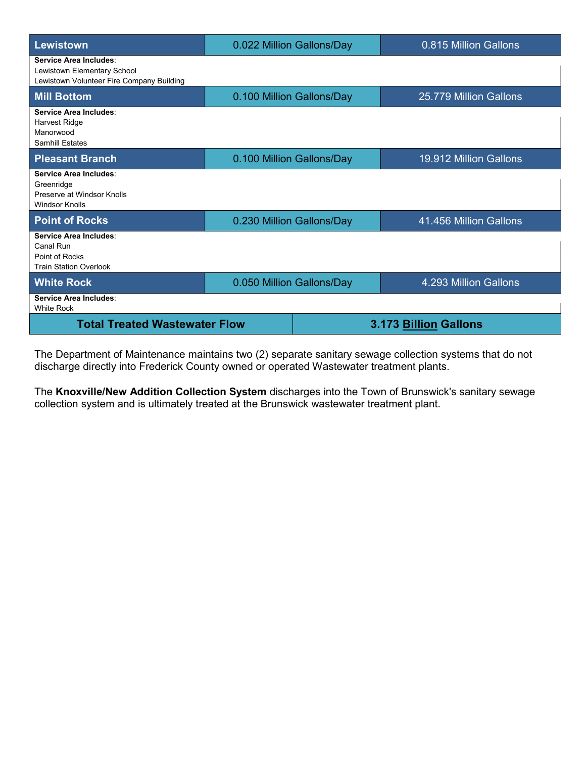| | | |
|---|---|---|
| **Lewistown** | 0.022 Million Gallons/Day | 0.815 Million Gallons |
| **Service Area Includes**:<br>Lewistown Elementary School<br>Lewistown Volunteer Fire Company Building | | |
| **Mill Bottom** | 0.100 Million Gallons/Day | 25.779 Million Gallons |
| **Service Area Includes**:<br>Harvest Ridge<br>Manorwood<br>Samhill Estates | | |
| **Pleasant Branch** | 0.100 Million Gallons/Day | 19.912 Million Gallons |
| **Service Area Includes**:<br>Greenridge<br>Preserve at Windsor Knolls<br>Windsor Knolls | | |
| **Point of Rocks** | 0.230 Million Gallons/Day | 41.456 Million Gallons |
| **Service Area Includes**:<br>Canal Run<br>Point of Rocks<br>Train Station Overlook | | |
| **White Rock** | 0.050 Million Gallons/Day | 4.293 Million Gallons |
| **Service Area Includes**:<br>White Rock | | |
| **Total Treated Wastewater Flow** | | **3.173 Billion Gallons** |

The Department of Maintenance maintains two (2) separate sanitary sewage collection systems that do not discharge directly into Frederick County owned or operated Wastewater treatment plants.

The **Knoxville/New Addition Collection System** discharges into the Town of Brunswick's sanitary sewage collection system and is ultimately treated at the Brunswick wastewater treatment plant.